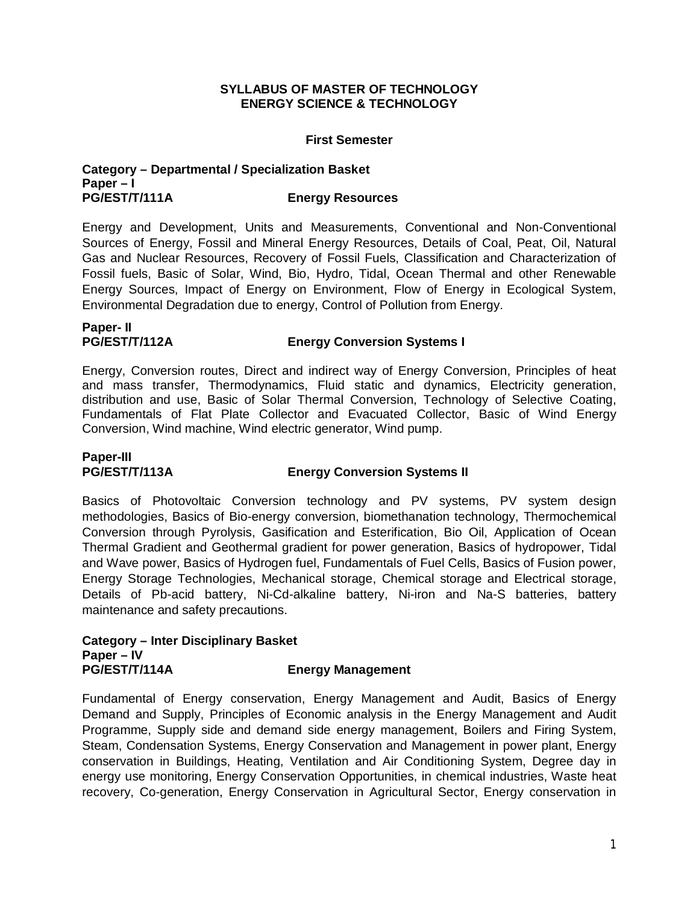# SYLLABUS OF MASTER OF TECHNOLOGY
# ENERGY SCIENCE & TECHNOLOGY

## First Semester

### Category – Departmental / Specialization Basket

**Paper – I**
**PG/EST/T/111A Energy Resources**

Energy and Development, Units and Measurements, Conventional and Non-Conventional Sources of Energy, Fossil and Mineral Energy Resources, Details of Coal, Peat, Oil, Natural Gas and Nuclear Resources, Recovery of Fossil Fuels, Classification and Characterization of Fossil fuels, Basic of Solar, Wind, Bio, Hydro, Tidal, Ocean Thermal and other Renewable Energy Sources, Impact of Energy on Environment, Flow of Energy in Ecological System, Environmental Degradation due to energy, Control of Pollution from Energy.

**Paper- II**
**PG/EST/T/112A Energy Conversion Systems I**

Energy, Conversion routes, Direct and indirect way of Energy Conversion, Principles of heat and mass transfer, Thermodynamics, Fluid static and dynamics, Electricity generation, distribution and use, Basic of Solar Thermal Conversion, Technology of Selective Coating, Fundamentals of Flat Plate Collector and Evacuated Collector, Basic of Wind Energy Conversion, Wind machine, Wind electric generator, Wind pump.

**Paper-III**
**PG/EST/T/113A Energy Conversion Systems II**

Basics of Photovoltaic Conversion technology and PV systems, PV system design methodologies, Basics of Bio-energy conversion, biomethanation technology, Thermochemical Conversion through Pyrolysis, Gasification and Esterification, Bio Oil, Application of Ocean Thermal Gradient and Geothermal gradient for power generation, Basics of hydropower, Tidal and Wave power, Basics of Hydrogen fuel, Fundamentals of Fuel Cells, Basics of Fusion power, Energy Storage Technologies, Mechanical storage, Chemical storage and Electrical storage, Details of Pb-acid battery, Ni-Cd-alkaline battery, Ni-iron and Na-S batteries, battery maintenance and safety precautions.

### Category – Inter Disciplinary Basket

**Paper – IV**
**PG/EST/T/114A Energy Management**

Fundamental of Energy conservation, Energy Management and Audit, Basics of Energy Demand and Supply, Principles of Economic analysis in the Energy Management and Audit Programme, Supply side and demand side energy management, Boilers and Firing System, Steam, Condensation Systems, Energy Conservation and Management in power plant, Energy conservation in Buildings, Heating, Ventilation and Air Conditioning System, Degree day in energy use monitoring, Energy Conservation Opportunities, in chemical industries, Waste heat recovery, Co-generation, Energy Conservation in Agricultural Sector, Energy conservation in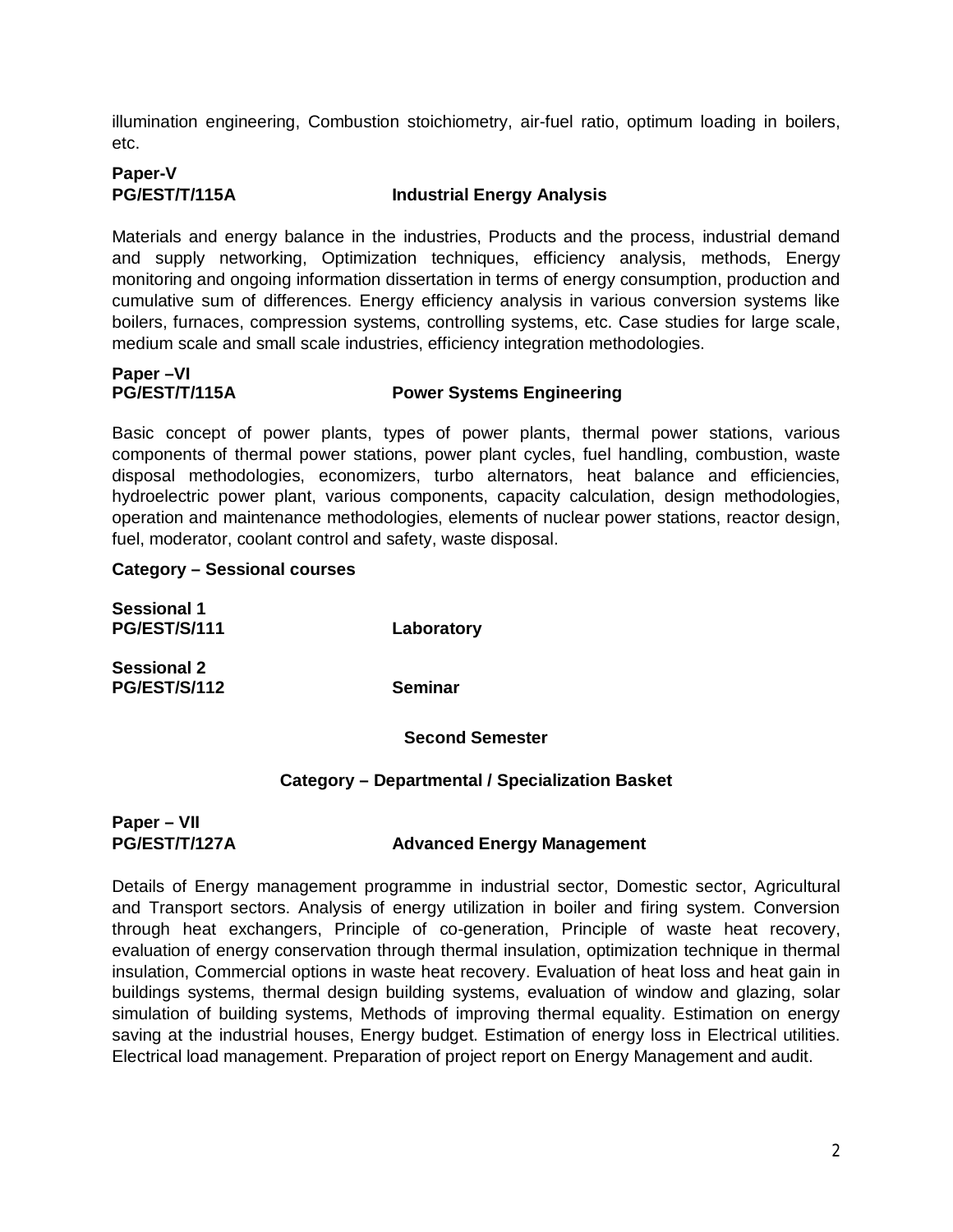illumination engineering, Combustion stoichiometry, air-fuel ratio, optimum loading in boilers, etc.

**Paper-V**
**PG/EST/T/115A** **Industrial Energy Analysis**

Materials and energy balance in the industries, Products and the process, industrial demand and supply networking, Optimization techniques, efficiency analysis, methods, Energy monitoring and ongoing information dissertation in terms of energy consumption, production and cumulative sum of differences. Energy efficiency analysis in various conversion systems like boilers, furnaces, compression systems, controlling systems, etc. Case studies for large scale, medium scale and small scale industries, efficiency integration methodologies.

**Paper –VI**
**PG/EST/T/115A** **Power Systems Engineering**

Basic concept of power plants, types of power plants, thermal power stations, various components of thermal power stations, power plant cycles, fuel handling, combustion, waste disposal methodologies, economizers, turbo alternators, heat balance and efficiencies, hydroelectric power plant, various components, capacity calculation, design methodologies, operation and maintenance methodologies, elements of nuclear power stations, reactor design, fuel, moderator, coolant control and safety, waste disposal.

**Category – Sessional courses**

**Sessional 1**
**PG/EST/S/111** **Laboratory**

**Sessional 2**
**PG/EST/S/112** **Seminar**

## Second Semester

### Category – Departmental / Specialization Basket

**Paper – VII**
**PG/EST/T/127A** **Advanced Energy Management**

Details of Energy management programme in industrial sector, Domestic sector, Agricultural and Transport sectors. Analysis of energy utilization in boiler and firing system. Conversion through heat exchangers, Principle of co-generation, Principle of waste heat recovery, evaluation of energy conservation through thermal insulation, optimization technique in thermal insulation, Commercial options in waste heat recovery. Evaluation of heat loss and heat gain in buildings systems, thermal design building systems, evaluation of window and glazing, solar simulation of building systems, Methods of improving thermal equality. Estimation on energy saving at the industrial houses, Energy budget. Estimation of energy loss in Electrical utilities. Electrical load management. Preparation of project report on Energy Management and audit.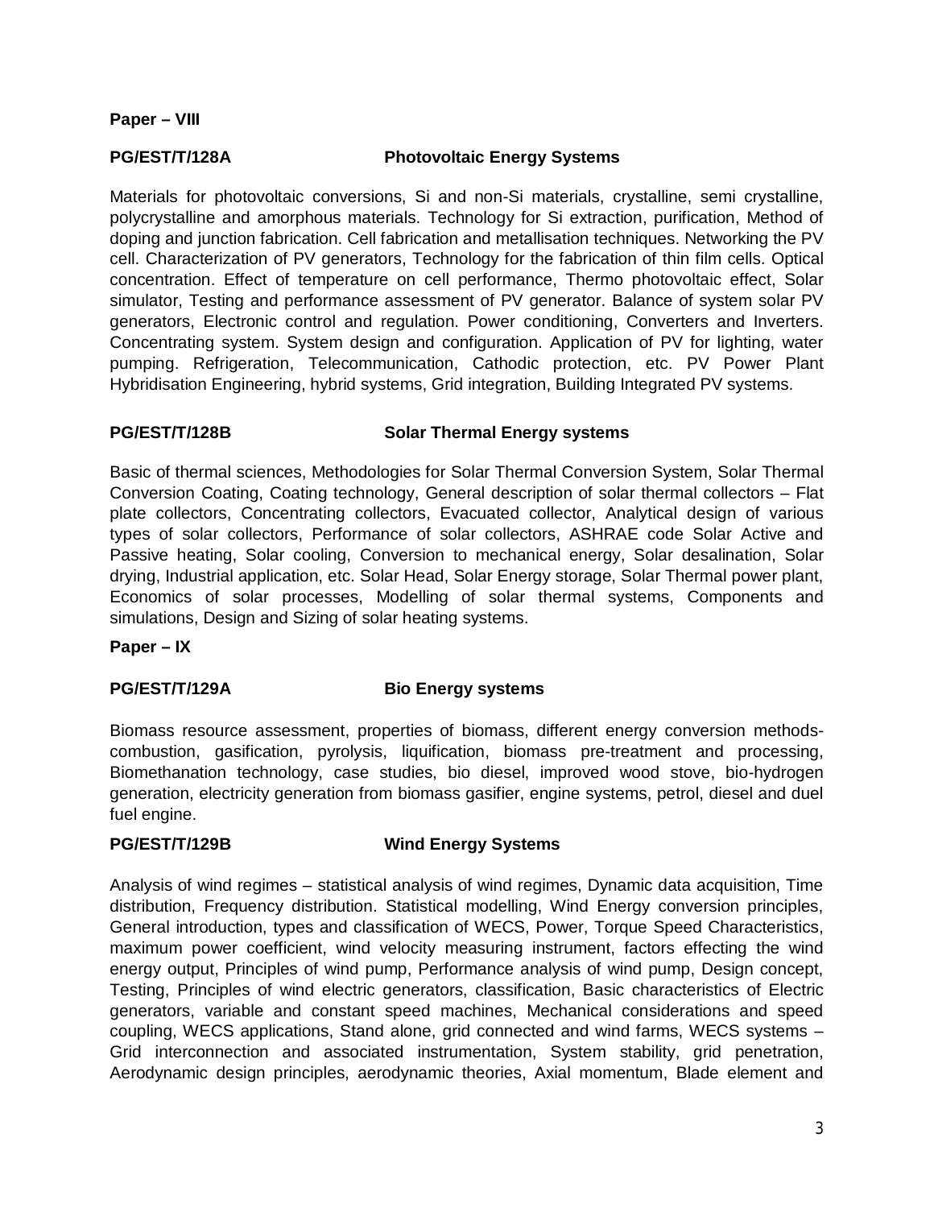**Paper – VIII**

**PG/EST/T/128A Photovoltaic Energy Systems**

Materials for photovoltaic conversions, Si and non-Si materials, crystalline, semi crystalline, polycrystalline and amorphous materials. Technology for Si extraction, purification, Method of doping and junction fabrication. Cell fabrication and metallisation techniques. Networking the PV cell. Characterization of PV generators, Technology for the fabrication of thin film cells. Optical concentration. Effect of temperature on cell performance, Thermo photovoltaic effect, Solar simulator, Testing and performance assessment of PV generator. Balance of system solar PV generators, Electronic control and regulation. Power conditioning, Converters and Inverters. Concentrating system. System design and configuration. Application of PV for lighting, water pumping. Refrigeration, Telecommunication, Cathodic protection, etc. PV Power Plant Hybridisation Engineering, hybrid systems, Grid integration, Building Integrated PV systems.

**PG/EST/T/128B Solar Thermal Energy systems**

Basic of thermal sciences, Methodologies for Solar Thermal Conversion System, Solar Thermal Conversion Coating, Coating technology, General description of solar thermal collectors – Flat plate collectors, Concentrating collectors, Evacuated collector, Analytical design of various types of solar collectors, Performance of solar collectors, ASHRAE code Solar Active and Passive heating, Solar cooling, Conversion to mechanical energy, Solar desalination, Solar drying, Industrial application, etc. Solar Head, Solar Energy storage, Solar Thermal power plant, Economics of solar processes, Modelling of solar thermal systems, Components and simulations, Design and Sizing of solar heating systems.

**Paper – IX**

**PG/EST/T/129A Bio Energy systems**

Biomass resource assessment, properties of biomass, different energy conversion methods-combustion, gasification, pyrolysis, liquification, biomass pre-treatment and processing, Biomethanation technology, case studies, bio diesel, improved wood stove, bio-hydrogen generation, electricity generation from biomass gasifier, engine systems, petrol, diesel and duel fuel engine.

**PG/EST/T/129B Wind Energy Systems**

Analysis of wind regimes – statistical analysis of wind regimes, Dynamic data acquisition, Time distribution, Frequency distribution. Statistical modelling, Wind Energy conversion principles, General introduction, types and classification of WECS, Power, Torque Speed Characteristics, maximum power coefficient, wind velocity measuring instrument, factors effecting the wind energy output, Principles of wind pump, Performance analysis of wind pump, Design concept, Testing, Principles of wind electric generators, classification, Basic characteristics of Electric generators, variable and constant speed machines, Mechanical considerations and speed coupling, WECS applications, Stand alone, grid connected and wind farms, WECS systems – Grid interconnection and associated instrumentation, System stability, grid penetration, Aerodynamic design principles, aerodynamic theories, Axial momentum, Blade element and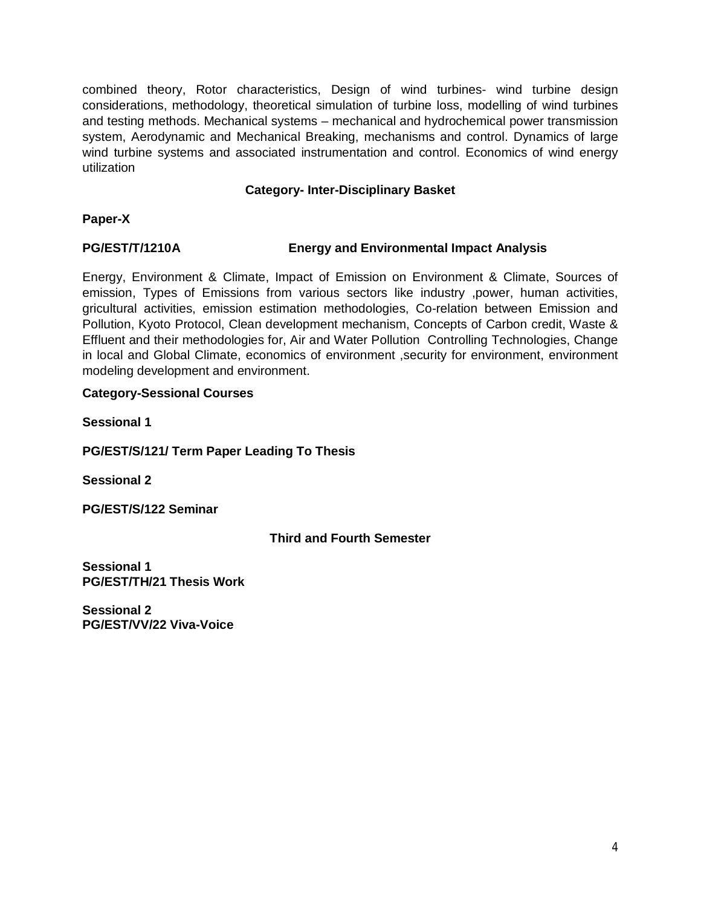combined theory, Rotor characteristics, Design of wind turbines- wind turbine design considerations, methodology, theoretical simulation of turbine loss, modelling of wind turbines and testing methods. Mechanical systems – mechanical and hydrochemical power transmission system, Aerodynamic and Mechanical Breaking, mechanisms and control. Dynamics of large wind turbine systems and associated instrumentation and control. Economics of wind energy utilization

**Category- Inter-Disciplinary Basket**

**Paper-X**

**PG/EST/T/1210A Energy and Environmental Impact Analysis**

Energy, Environment & Climate, Impact of Emission on Environment & Climate, Sources of emission, Types of Emissions from various sectors like industry ,power, human activities, gricultural activities, emission estimation methodologies, Co-relation between Emission and Pollution, Kyoto Protocol, Clean development mechanism, Concepts of Carbon credit, Waste & Effluent and their methodologies for, Air and Water Pollution Controlling Technologies, Change in local and Global Climate, economics of environment ,security for environment, environment modeling development and environment.

**Category-Sessional Courses**

**Sessional 1**

**PG/EST/S/121/ Term Paper Leading To Thesis**

**Sessional 2**

**PG/EST/S/122 Seminar**

**Third and Fourth Semester**

**Sessional 1**
**PG/EST/TH/21 Thesis Work**

**Sessional 2**
**PG/EST/VV/22 Viva-Voice**